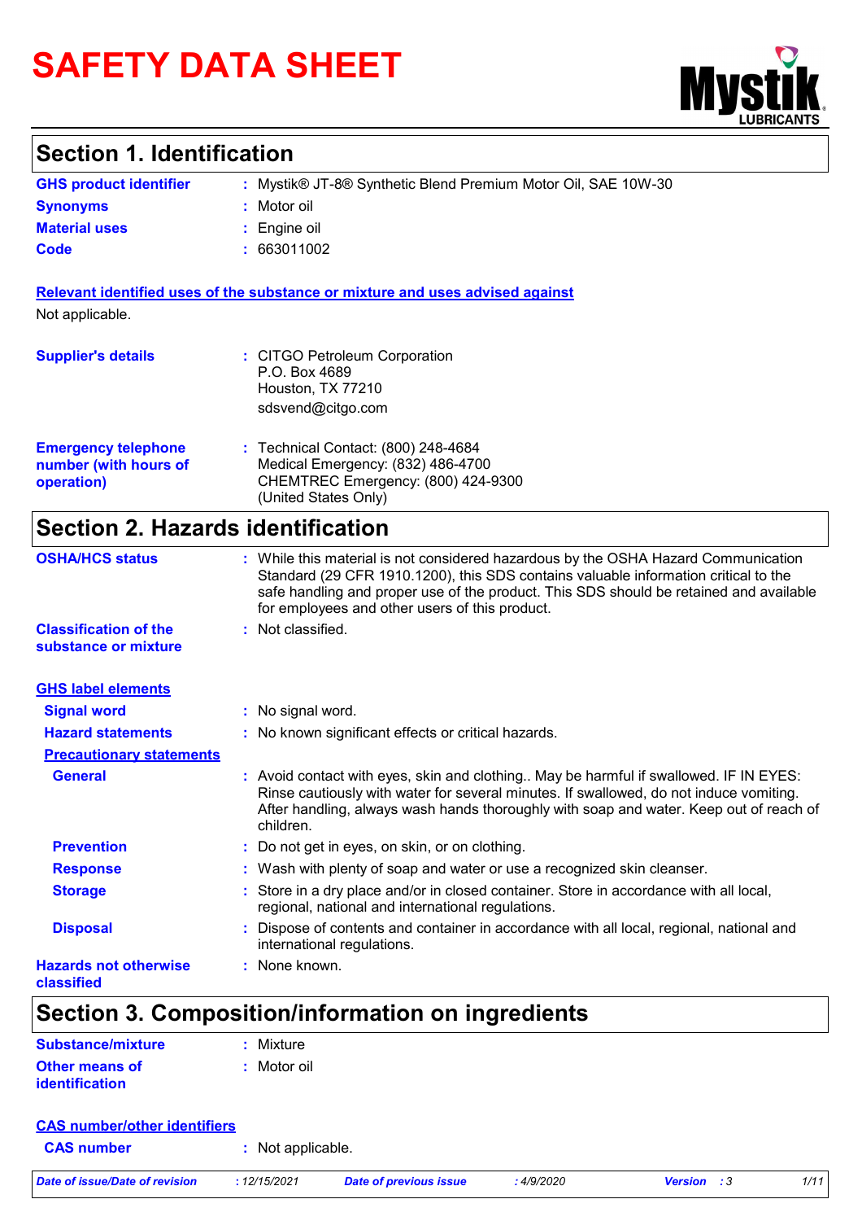# SAFETY DATA SHEET

## Section 1. Identification

| | | |
|---|---|---|
| **GHS product identifier** | : | Mystik® JT-8® Synthetic Blend Premium Motor Oil, SAE 10W-30 |
| **Synonyms** | : | Motor oil |
| **Material uses** | : | Engine oil |
| **Code** | : | 663011002 |

**Relevant identified uses of the substance or mixture and uses advised against**

Not applicable.

**Supplier's details** : CITGO Petroleum Corporation
P.O. Box 4689
Houston, TX 77210
sdsvend@citgo.com

**Emergency telephone number (with hours of operation)** : Technical Contact: (800) 248-4684
Medical Emergency: (832) 486-4700
CHEMTREC Emergency: (800) 424-9300
(United States Only)

## Section 2. Hazards identification

**OSHA/HCS status** : While this material is not considered hazardous by the OSHA Hazard Communication Standard (29 CFR 1910.1200), this SDS contains valuable information critical to the safe handling and proper use of the product. This SDS should be retained and available for employees and other users of this product.

**Classification of the substance or mixture** : Not classified.

**GHS label elements**

**Signal word** : No signal word.

**Hazard statements** : No known significant effects or critical hazards.

**Precautionary statements**

**General** : Avoid contact with eyes, skin and clothing.. May be harmful if swallowed. IF IN EYES: Rinse cautiously with water for several minutes. If swallowed, do not induce vomiting. After handling, always wash hands thoroughly with soap and water. Keep out of reach of children.

**Prevention** : Do not get in eyes, on skin, or on clothing.

**Response** : Wash with plenty of soap and water or use a recognized skin cleanser.

**Storage** : Store in a dry place and/or in closed container. Store in accordance with all local, regional, national and international regulations.

**Disposal** : Dispose of contents and container in accordance with all local, regional, national and international regulations.

**Hazards not otherwise classified** : None known.

## Section 3. Composition/information on ingredients

**Substance/mixture** : Mixture

**Other means of identification** : Motor oil

**CAS number/other identifiers**

**CAS number** : Not applicable.

*Date of issue/Date of revision : 12/15/2021 Date of previous issue : 4/9/2020 Version : 3*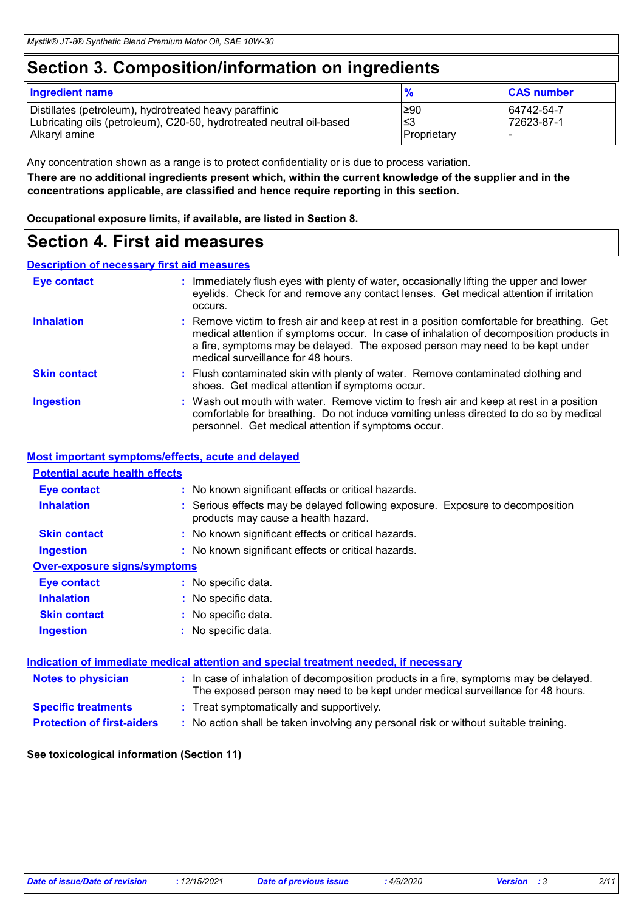## Section 3. Composition/information on ingredients

| Ingredient name | % | CAS number |
| --- | --- | --- |
| Distillates (petroleum), hydrotreated heavy paraffinic | ≥90 | 64742-54-7 |
| Lubricating oils (petroleum), C20-50, hydrotreated neutral oil-based | ≤3 | 72623-87-1 |
| Alkaryl amine | Proprietary | - |

Any concentration shown as a range is to protect confidentiality or is due to process variation.

**There are no additional ingredients present which, within the current knowledge of the supplier and in the concentrations applicable, are classified and hence require reporting in this section.**

**Occupational exposure limits, if available, are listed in Section 8.**

## Section 4. First aid measures

### Description of necessary first aid measures

**Eye contact** : Immediately flush eyes with plenty of water, occasionally lifting the upper and lower eyelids. Check for and remove any contact lenses. Get medical attention if irritation occurs.

**Inhalation** : Remove victim to fresh air and keep at rest in a position comfortable for breathing. Get medical attention if symptoms occur. In case of inhalation of decomposition products in a fire, symptoms may be delayed. The exposed person may need to be kept under medical surveillance for 48 hours.

**Skin contact** : Flush contaminated skin with plenty of water. Remove contaminated clothing and shoes. Get medical attention if symptoms occur.

**Ingestion** : Wash out mouth with water. Remove victim to fresh air and keep at rest in a position comfortable for breathing. Do not induce vomiting unless directed to do so by medical personnel. Get medical attention if symptoms occur.

### Most important symptoms/effects, acute and delayed

#### Potential acute health effects

**Eye contact** : No known significant effects or critical hazards.

**Inhalation** : Serious effects may be delayed following exposure. Exposure to decomposition products may cause a health hazard.

**Skin contact** : No known significant effects or critical hazards.

**Ingestion** : No known significant effects or critical hazards.

#### Over-exposure signs/symptoms

**Eye contact** : No specific data.

**Inhalation** : No specific data.

**Skin contact** : No specific data.

**Ingestion** : No specific data.

### Indication of immediate medical attention and special treatment needed, if necessary

**Notes to physician** : In case of inhalation of decomposition products in a fire, symptoms may be delayed. The exposed person may need to be kept under medical surveillance for 48 hours.

**Specific treatments** : Treat symptomatically and supportively.

**Protection of first-aiders** : No action shall be taken involving any personal risk or without suitable training.

**See toxicological information (Section 11)**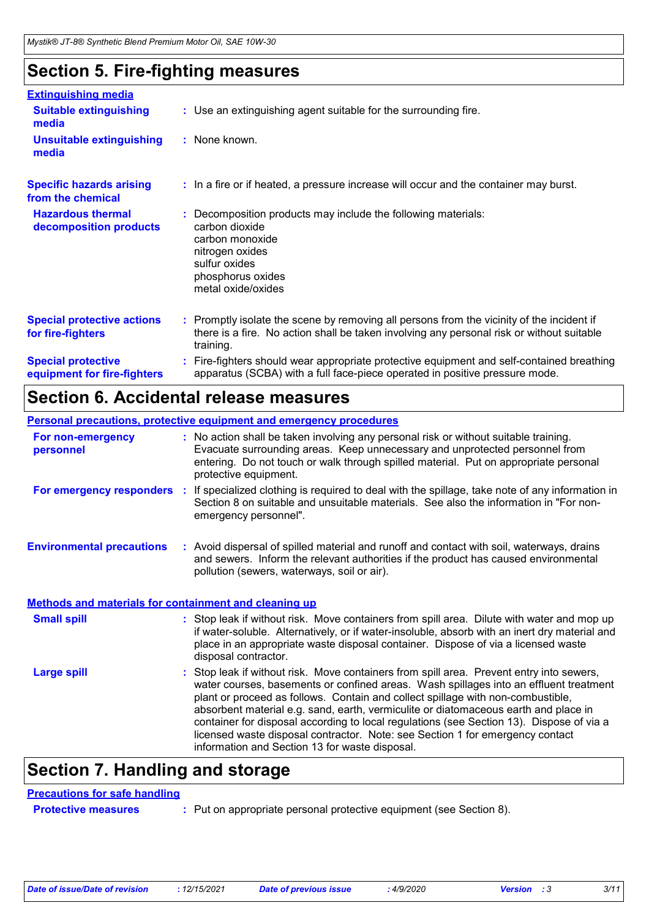## Section 5. Fire-fighting measures

**Extinguishing media**

| | |
|---|---|
| **Suitable extinguishing media** | : Use an extinguishing agent suitable for the surrounding fire. |
| **Unsuitable extinguishing media** | : None known. |
| **Specific hazards arising from the chemical** | : In a fire or if heated, a pressure increase will occur and the container may burst. |
| **Hazardous thermal decomposition products** | : Decomposition products may include the following materials: carbon dioxide, carbon monoxide, nitrogen oxides, sulfur oxides, phosphorus oxides, metal oxide/oxides |
| **Special protective actions for fire-fighters** | : Promptly isolate the scene by removing all persons from the vicinity of the incident if there is a fire. No action shall be taken involving any personal risk or without suitable training. |
| **Special protective equipment for fire-fighters** | : Fire-fighters should wear appropriate protective equipment and self-contained breathing apparatus (SCBA) with a full face-piece operated in positive pressure mode. |

## Section 6. Accidental release measures

**Personal precautions, protective equipment and emergency procedures**

| | |
|---|---|
| **For non-emergency personnel** | : No action shall be taken involving any personal risk or without suitable training. Evacuate surrounding areas. Keep unnecessary and unprotected personnel from entering. Do not touch or walk through spilled material. Put on appropriate personal protective equipment. |
| **For emergency responders** | : If specialized clothing is required to deal with the spillage, take note of any information in Section 8 on suitable and unsuitable materials. See also the information in "For non-emergency personnel". |
| **Environmental precautions** | : Avoid dispersal of spilled material and runoff and contact with soil, waterways, drains and sewers. Inform the relevant authorities if the product has caused environmental pollution (sewers, waterways, soil or air). |

**Methods and materials for containment and cleaning up**

| | |
|---|---|
| **Small spill** | : Stop leak if without risk. Move containers from spill area. Dilute with water and mop up if water-soluble. Alternatively, or if water-insoluble, absorb with an inert dry material and place in an appropriate waste disposal container. Dispose of via a licensed waste disposal contractor. |
| **Large spill** | : Stop leak if without risk. Move containers from spill area. Prevent entry into sewers, water courses, basements or confined areas. Wash spillages into an effluent treatment plant or proceed as follows. Contain and collect spillage with non-combustible, absorbent material e.g. sand, earth, vermiculite or diatomaceous earth and place in container for disposal according to local regulations (see Section 13). Dispose of via a licensed waste disposal contractor. Note: see Section 1 for emergency contact information and Section 13 for waste disposal. |

## Section 7. Handling and storage

**Precautions for safe handling**

| | |
|---|---|
| **Protective measures** | : Put on appropriate personal protective equipment (see Section 8). |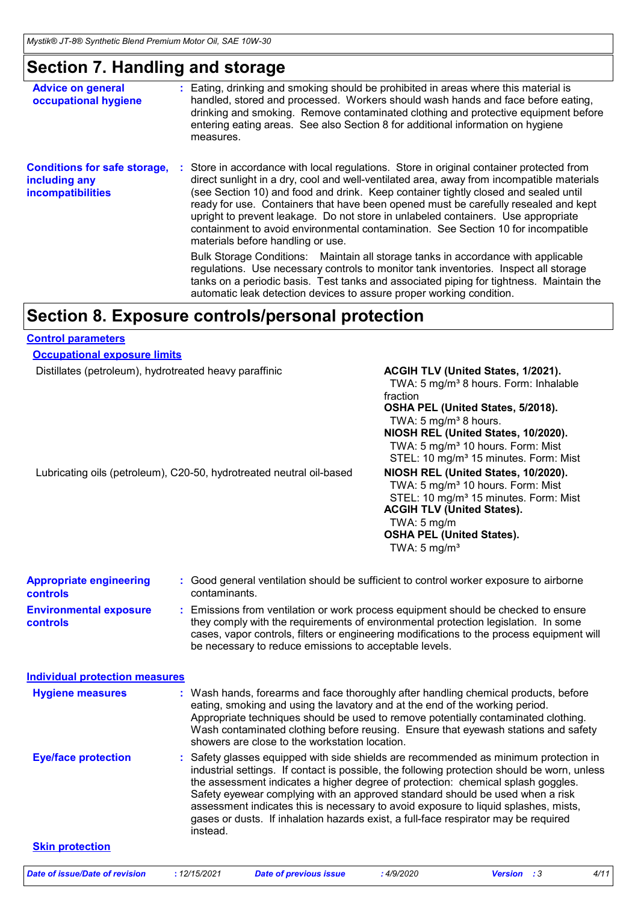## Section 7. Handling and storage

**Advice on general occupational hygiene** : Eating, drinking and smoking should be prohibited in areas where this material is handled, stored and processed. Workers should wash hands and face before eating, drinking and smoking. Remove contaminated clothing and protective equipment before entering eating areas. See also Section 8 for additional information on hygiene measures.

**Conditions for safe storage, including any incompatibilities** : Store in accordance with local regulations. Store in original container protected from direct sunlight in a dry, cool and well-ventilated area, away from incompatible materials (see Section 10) and food and drink. Keep container tightly closed and sealed until ready for use. Containers that have been opened must be carefully resealed and kept upright to prevent leakage. Do not store in unlabeled containers. Use appropriate containment to avoid environmental contamination. See Section 10 for incompatible materials before handling or use.

Bulk Storage Conditions: Maintain all storage tanks in accordance with applicable regulations. Use necessary controls to monitor tank inventories. Inspect all storage tanks on a periodic basis. Test tanks and associated piping for tightness. Maintain the automatic leak detection devices to assure proper working condition.

## Section 8. Exposure controls/personal protection

### Control parameters

#### Occupational exposure limits

| Ingredient name | Exposure limits |
|---|---|
| Distillates (petroleum), hydrotreated heavy paraffinic | **ACGIH TLV (United States, 1/2021).**<br>TWA: 5 mg/m³ 8 hours. Form: Inhalable fraction<br>**OSHA PEL (United States, 5/2018).**<br>TWA: 5 mg/m³ 8 hours.<br>**NIOSH REL (United States, 10/2020).**<br>TWA: 5 mg/m³ 10 hours. Form: Mist<br>STEL: 10 mg/m³ 15 minutes. Form: Mist |
| Lubricating oils (petroleum), C20-50, hydrotreated neutral oil-based | **NIOSH REL (United States, 10/2020).**<br>TWA: 5 mg/m³ 10 hours. Form: Mist<br>STEL: 10 mg/m³ 15 minutes. Form: Mist<br>**ACGIH TLV (United States).**<br>TWA: 5 mg/m<br>**OSHA PEL (United States).**<br>TWA: 5 mg/m³ |

**Appropriate engineering controls** : Good general ventilation should be sufficient to control worker exposure to airborne contaminants.

**Environmental exposure controls** : Emissions from ventilation or work process equipment should be checked to ensure they comply with the requirements of environmental protection legislation. In some cases, vapor controls, filters or engineering modifications to the process equipment will be necessary to reduce emissions to acceptable levels.

### Individual protection measures

**Hygiene measures** : Wash hands, forearms and face thoroughly after handling chemical products, before eating, smoking and using the lavatory and at the end of the working period. Appropriate techniques should be used to remove potentially contaminated clothing. Wash contaminated clothing before reusing. Ensure that eyewash stations and safety showers are close to the workstation location.

**Eye/face protection** : Safety glasses equipped with side shields are recommended as minimum protection in industrial settings. If contact is possible, the following protection should be worn, unless the assessment indicates a higher degree of protection: chemical splash goggles. Safety eyewear complying with an approved standard should be used when a risk assessment indicates this is necessary to avoid exposure to liquid splashes, mists, gases or dusts. If inhalation hazards exist, a full-face respirator may be required instead.

**Skin protection**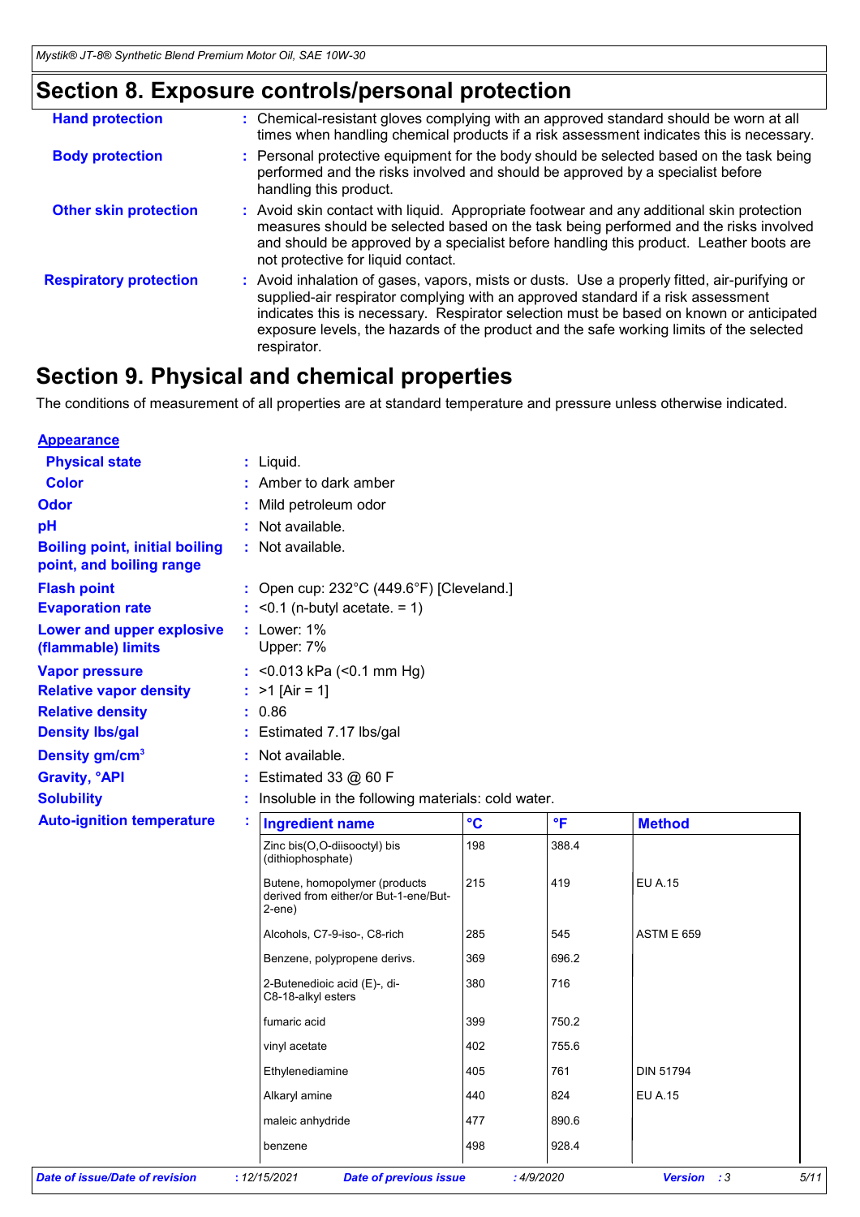## Section 8. Exposure controls/personal protection

**Hand protection** : Chemical-resistant gloves complying with an approved standard should be worn at all times when handling chemical products if a risk assessment indicates this is necessary.

**Body protection** : Personal protective equipment for the body should be selected based on the task being performed and the risks involved and should be approved by a specialist before handling this product.

**Other skin protection** : Avoid skin contact with liquid. Appropriate footwear and any additional skin protection measures should be selected based on the task being performed and the risks involved and should be approved by a specialist before handling this product. Leather boots are not protective for liquid contact.

**Respiratory protection** : Avoid inhalation of gases, vapors, mists or dusts. Use a properly fitted, air-purifying or supplied-air respirator complying with an approved standard if a risk assessment indicates this is necessary. Respirator selection must be based on known or anticipated exposure levels, the hazards of the product and the safe working limits of the selected respirator.

## Section 9. Physical and chemical properties

The conditions of measurement of all properties are at standard temperature and pressure unless otherwise indicated.

**Appearance**

**Physical state** : Liquid.

**Color** : Amber to dark amber

**Odor** : Mild petroleum odor

**pH** : Not available.

**Boiling point, initial boiling point, and boiling range** : Not available.

**Flash point** : Open cup: 232°C (449.6°F) [Cleveland.]

**Evaporation rate** : <0.1 (n-butyl acetate. = 1)

**Lower and upper explosive (flammable) limits** : Lower: 1%
Upper: 7%

**Vapor pressure** : <0.013 kPa (<0.1 mm Hg)

**Relative vapor density** : >1 [Air = 1]

**Relative density** : 0.86

**Density lbs/gal** : Estimated 7.17 lbs/gal

**Density gm/cm$^3$** : Not available.

**Gravity, °API** : Estimated 33 @ 60 F

**Solubility** : Insoluble in the following materials: cold water.

**Auto-ignition temperature** :

| Ingredient name | °C | °F | Method |
|---|---|---|---|
| Zinc bis(O,O-diisooctyl) bis (dithiophosphate) | 198 | 388.4 | |
| Butene, homopolymer (products derived from either/or But-1-ene/But-2-ene) | 215 | 419 | EU A.15 |
| Alcohols, C7-9-iso-, C8-rich | 285 | 545 | ASTM E 659 |
| Benzene, polypropene derivs. | 369 | 696.2 | |
| 2-Butenedioic acid (E)-, di-C8-18-alkyl esters | 380 | 716 | |
| fumaric acid | 399 | 750.2 | |
| vinyl acetate | 402 | 755.6 | |
| Ethylenediamine | 405 | 761 | DIN 51794 |
| Alkaryl amine | 440 | 824 | EU A.15 |
| maleic anhydride | 477 | 890.6 | |
| benzene | 498 | 928.4 | |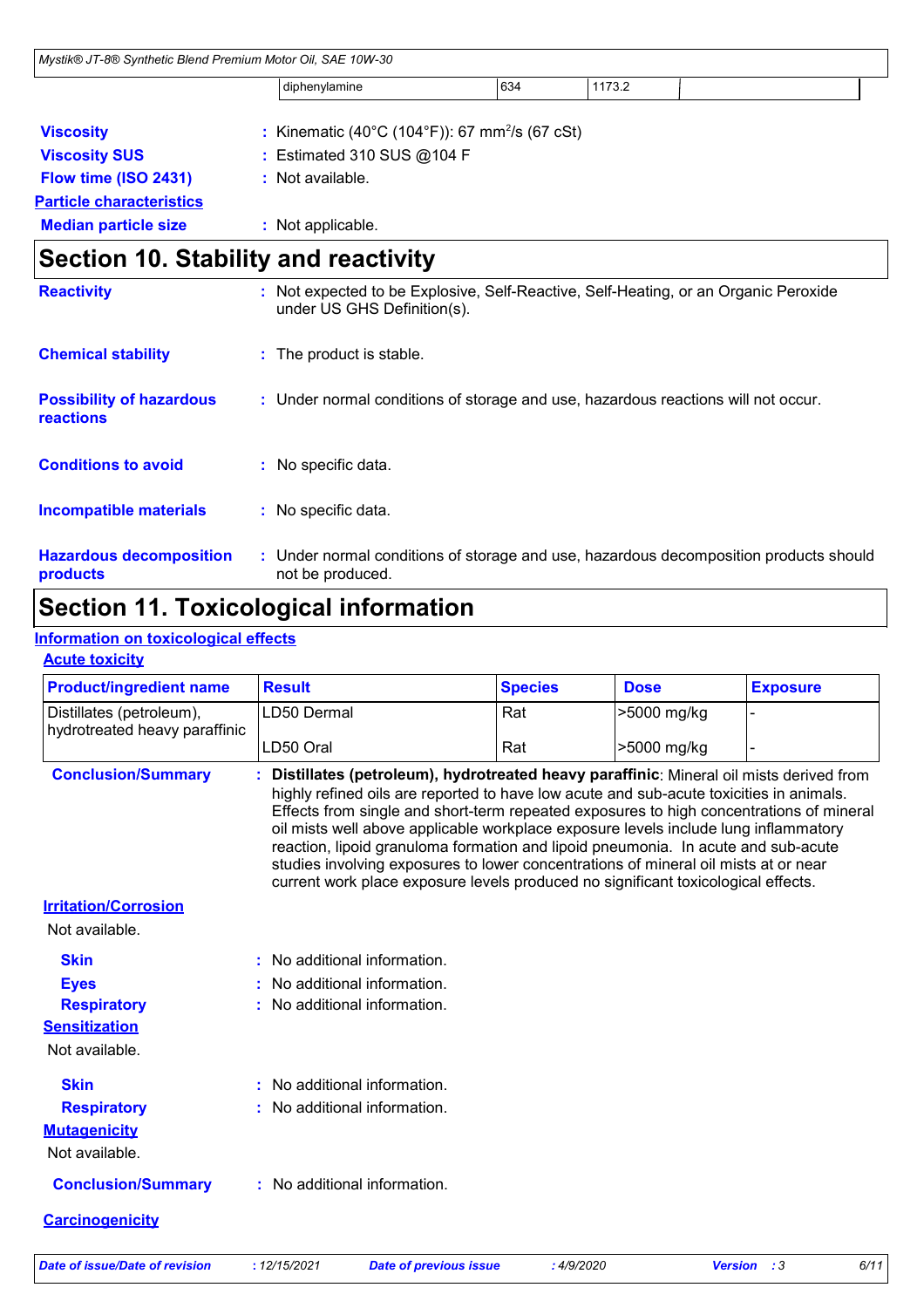| | diphenylamine | 634 | 1173.2 | |
|---|---|---|---|---|

**Viscosity** : Kinematic (40°C (104°F)): 67 $mm^2/s$ (67 cSt)

**Viscosity SUS** : Estimated 310 SUS @104 F

**Flow time (ISO 2431)** : Not available.

**Particle characteristics**

**Median particle size** : Not applicable.

## Section 10. Stability and reactivity

**Reactivity** : Not expected to be Explosive, Self-Reactive, Self-Heating, or an Organic Peroxide under US GHS Definition(s).

**Chemical stability** : The product is stable.

**Possibility of hazardous reactions** : Under normal conditions of storage and use, hazardous reactions will not occur.

**Conditions to avoid** : No specific data.

**Incompatible materials** : No specific data.

**Hazardous decomposition products** : Under normal conditions of storage and use, hazardous decomposition products should not be produced.

## Section 11. Toxicological information

**Information on toxicological effects**

**Acute toxicity**

| Product/ingredient name | Result | Species | Dose | Exposure |
|---|---|---|---|---|
| Distillates (petroleum), hydrotreated heavy paraffinic | LD50 Dermal | Rat | >5000 mg/kg | - |
| | LD50 Oral | Rat | >5000 mg/kg | - |

**Conclusion/Summary** : **Distillates (petroleum), hydrotreated heavy paraffinic**: Mineral oil mists derived from highly refined oils are reported to have low acute and sub-acute toxicities in animals. Effects from single and short-term repeated exposures to high concentrations of mineral oil mists well above applicable workplace exposure levels include lung inflammatory reaction, lipoid granuloma formation and lipoid pneumonia. In acute and sub-acute studies involving exposures to lower concentrations of mineral oil mists at or near current work place exposure levels produced no significant toxicological effects.

**Irritation/Corrosion**

Not available.

**Skin** : No additional information.

**Eyes** : No additional information.

**Respiratory** : No additional information.

**Sensitization**

Not available.

**Skin** : No additional information.

**Respiratory** : No additional information.

**Mutagenicity**

Not available.

**Conclusion/Summary** : No additional information.

**Carcinogenicity**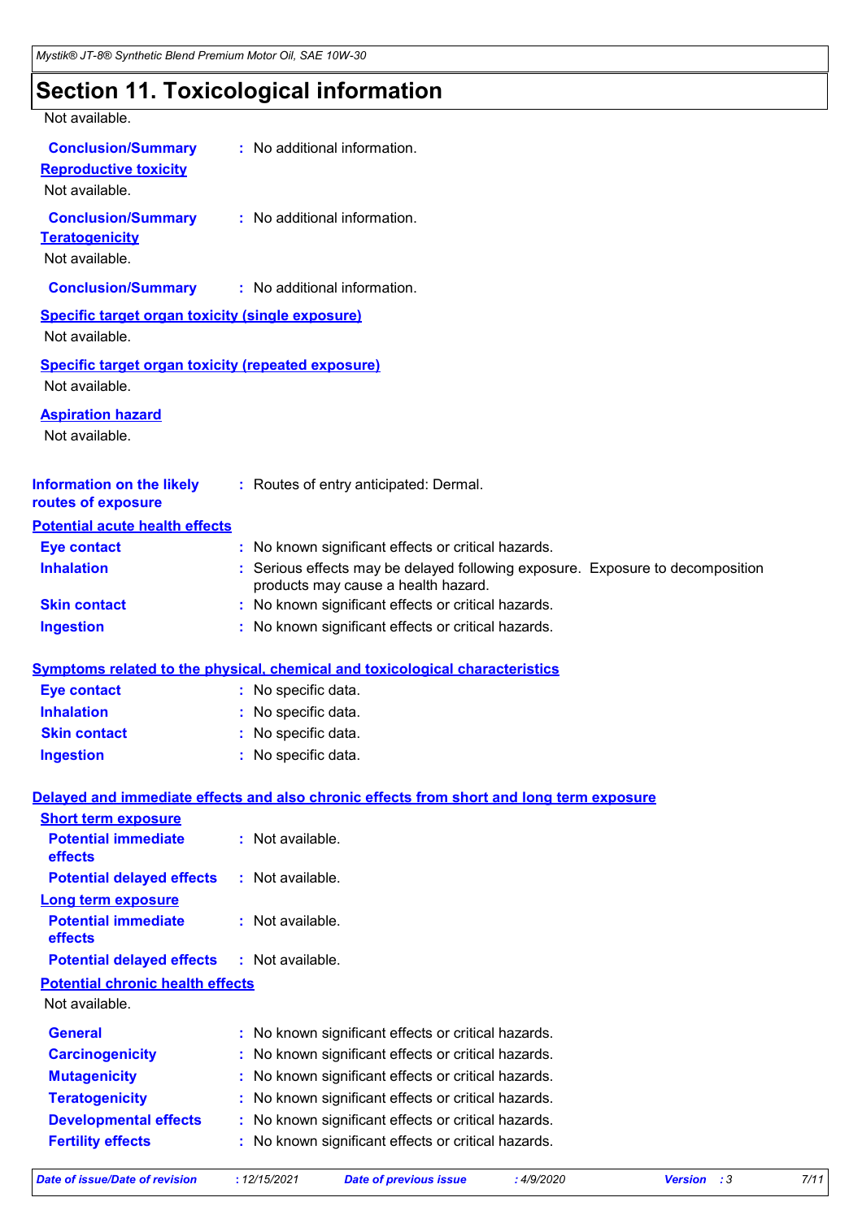# Section 11. Toxicological information

Not available.

**Conclusion/Summary** : No additional information.

**Reproductive toxicity**

Not available.

**Conclusion/Summary** : No additional information.

**Teratogenicity**

Not available.

**Conclusion/Summary** : No additional information.

**Specific target organ toxicity (single exposure)**

Not available.

**Specific target organ toxicity (repeated exposure)**

Not available.

**Aspiration hazard**

Not available.

**Information on the likely routes of exposure** : Routes of entry anticipated: Dermal.

**Potential acute health effects**

**Eye contact** : No known significant effects or critical hazards.

**Inhalation** : Serious effects may be delayed following exposure. Exposure to decomposition products may cause a health hazard.

**Skin contact** : No known significant effects or critical hazards.

**Ingestion** : No known significant effects or critical hazards.

**Symptoms related to the physical, chemical and toxicological characteristics**

**Eye contact** : No specific data.

**Inhalation** : No specific data.

**Skin contact** : No specific data.

**Ingestion** : No specific data.

**Delayed and immediate effects and also chronic effects from short and long term exposure**

**Short term exposure**

**Potential immediate effects** : Not available.

**Potential delayed effects** : Not available.

**Long term exposure**

**Potential immediate effects** : Not available.

**Potential delayed effects** : Not available.

**Potential chronic health effects**

Not available.

**General** : No known significant effects or critical hazards.

**Carcinogenicity** : No known significant effects or critical hazards.

**Mutagenicity** : No known significant effects or critical hazards.

**Teratogenicity** : No known significant effects or critical hazards.

**Developmental effects** : No known significant effects or critical hazards.

**Fertility effects** : No known significant effects or critical hazards.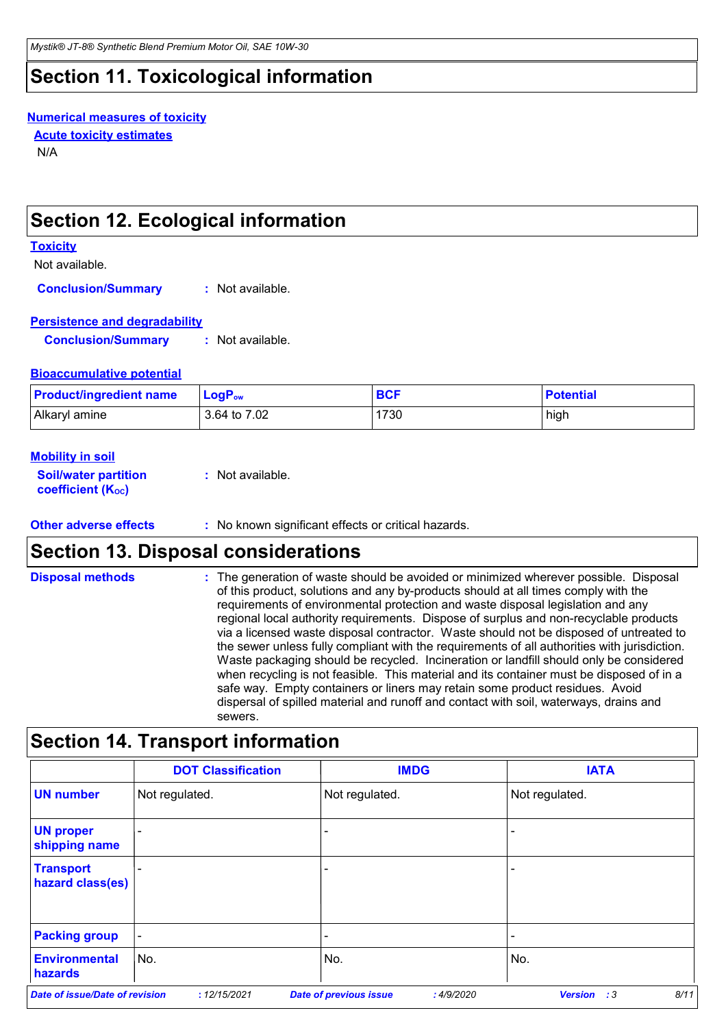# Section 11. Toxicological information

**Numerical measures of toxicity**

**Acute toxicity estimates**

N/A

# Section 12. Ecological information

**Toxicity**

Not available.

**Conclusion/Summary** : Not available.

**Persistence and degradability**

**Conclusion/Summary** : Not available.

**Bioaccumulative potential**

| Product/ingredient name | $LogP_{ow}$ | BCF | Potential |
|---|---|---|---|
| Alkaryl amine | 3.64 to 7.02 | 1730 | high |

**Mobility in soil**

**Soil/water partition coefficient ($K_{OC}$)** : Not available.

**Other adverse effects** : No known significant effects or critical hazards.

# Section 13. Disposal considerations

**Disposal methods** : The generation of waste should be avoided or minimized wherever possible. Disposal of this product, solutions and any by-products should at all times comply with the requirements of environmental protection and waste disposal legislation and any regional local authority requirements. Dispose of surplus and non-recyclable products via a licensed waste disposal contractor. Waste should not be disposed of untreated to the sewer unless fully compliant with the requirements of all authorities with jurisdiction. Waste packaging should be recycled. Incineration or landfill should only be considered when recycling is not feasible. This material and its container must be disposed of in a safe way. Empty containers or liners may retain some product residues. Avoid dispersal of spilled material and runoff and contact with soil, waterways, drains and sewers.

# Section 14. Transport information

| | DOT Classification | IMDG | IATA |
|---|---|---|---|
| UN number | Not regulated. | Not regulated. | Not regulated. |
| UN proper shipping name | - | - | - |
| Transport hazard class(es) | - | - | - |
| Packing group | - | - | - |
| Environmental hazards | No. | No. | No. |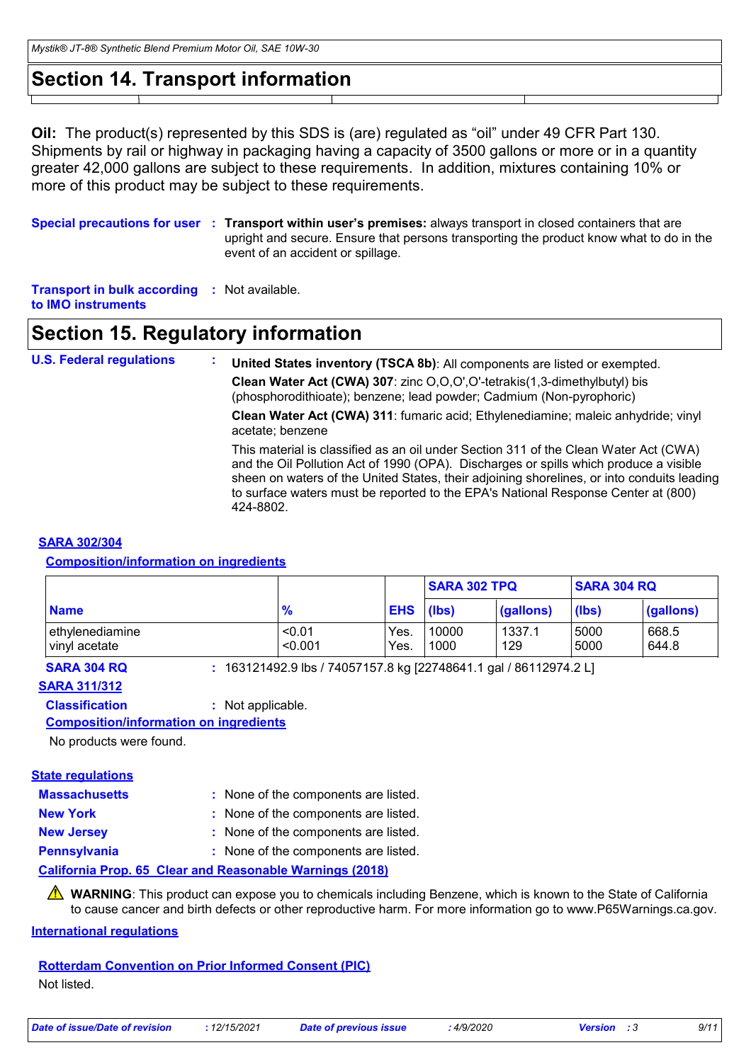## Section 14. Transport information

**Oil:** The product(s) represented by this SDS is (are) regulated as “oil” under 49 CFR Part 130. Shipments by rail or highway in packaging having a capacity of 3500 gallons or more or in a quantity greater 42,000 gallons are subject to these requirements. In addition, mixtures containing 10% or more of this product may be subject to these requirements.

**Special precautions for user** : **Transport within user’s premises:** always transport in closed containers that are upright and secure. Ensure that persons transporting the product know what to do in the event of an accident or spillage.

**Transport in bulk according to IMO instruments** : Not available.

## Section 15. Regulatory information

**U.S. Federal regulations** :

**United States inventory (TSCA 8b)**: All components are listed or exempted.

**Clean Water Act (CWA) 307**: zinc O,O,O',O'-tetrakis(1,3-dimethylbutyl) bis (phosphorodithioate); benzene; lead powder; Cadmium (Non-pyrophoric)

**Clean Water Act (CWA) 311**: fumaric acid; Ethylenediamine; maleic anhydride; vinyl acetate; benzene

This material is classified as an oil under Section 311 of the Clean Water Act (CWA) and the Oil Pollution Act of 1990 (OPA). Discharges or spills which produce a visible sheen on waters of the United States, their adjoining shorelines, or into conduits leading to surface waters must be reported to the EPA's National Response Center at (800) 424-8802.

**SARA 302/304**

**Composition/information on ingredients**

| Name | % | EHS | SARA 302 TPQ | | SARA 304 RQ | |
|---|---|---|---|---|---|---|
| | | | (lbs) | (gallons) | (lbs) | (gallons) |
| ethylenediamine | <0.01 | Yes. | 10000 | 1337.1 | 5000 | 668.5 |
| vinyl acetate | <0.001 | Yes. | 1000 | 129 | 5000 | 644.8 |

**SARA 304 RQ** : 163121492.9 lbs / 74057157.8 kg [22748641.1 gal / 86112974.2 L]

**SARA 311/312**

**Classification** : Not applicable.

**Composition/information on ingredients**

No products were found.

**State regulations**

**Massachusetts** : None of the components are listed.

**New York** : None of the components are listed.

**New Jersey** : None of the components are listed.

**Pennsylvania** : None of the components are listed.

**California Prop. 65 Clear and Reasonable Warnings (2018)**

⚠ **WARNING**: This product can expose you to chemicals including Benzene, which is known to the State of California to cause cancer and birth defects or other reproductive harm. For more information go to www.P65Warnings.ca.gov.

**International regulations**

**Rotterdam Convention on Prior Informed Consent (PIC)**

Not listed.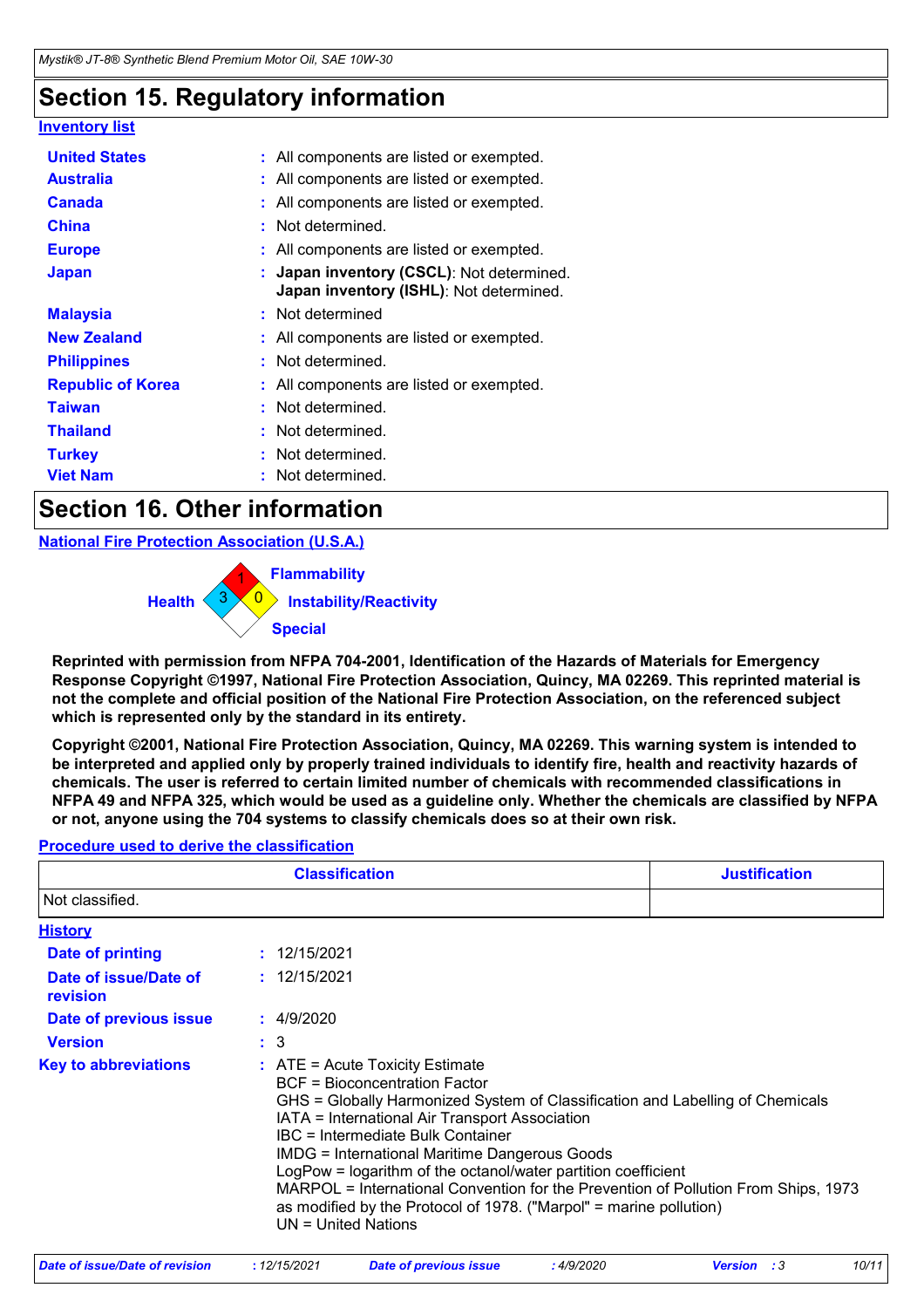## Section 15. Regulatory information

**Inventory list**

| | |
|---|---|
| **United States** | : All components are listed or exempted. |
| **Australia** | : All components are listed or exempted. |
| **Canada** | : All components are listed or exempted. |
| **China** | : Not determined. |
| **Europe** | : All components are listed or exempted. |
| **Japan** | : **Japan inventory (CSCL)**: Not determined. **Japan inventory (ISHL)**: Not determined. |
| **Malaysia** | : Not determined |
| **New Zealand** | : All components are listed or exempted. |
| **Philippines** | : Not determined. |
| **Republic of Korea** | : All components are listed or exempted. |
| **Taiwan** | : Not determined. |
| **Thailand** | : Not determined. |
| **Turkey** | : Not determined. |
| **Viet Nam** | : Not determined. |

## Section 16. Other information

**National Fire Protection Association (U.S.A.)**

Health: 3
Flammability: 1
Instability/Reactivity: 0
Special:

**Reprinted with permission from NFPA 704-2001, Identification of the Hazards of Materials for Emergency Response Copyright ©1997, National Fire Protection Association, Quincy, MA 02269. This reprinted material is not the complete and official position of the National Fire Protection Association, on the referenced subject which is represented only by the standard in its entirety.**

**Copyright ©2001, National Fire Protection Association, Quincy, MA 02269. This warning system is intended to be interpreted and applied only by properly trained individuals to identify fire, health and reactivity hazards of chemicals. The user is referred to certain limited number of chemicals with recommended classifications in NFPA 49 and NFPA 325, which would be used as a guideline only. Whether the chemicals are classified by NFPA or not, anyone using the 704 systems to classify chemicals does so at their own risk.**

**Procedure used to derive the classification**

| Classification | Justification |
|---|---|
| Not classified. | |

**History**

| | |
|---|---|
| **Date of printing** | : 12/15/2021 |
| **Date of issue/Date of revision** | : 12/15/2021 |
| **Date of previous issue** | : 4/9/2020 |
| **Version** | : 3 |

**Key to abbreviations** :
ATE = Acute Toxicity Estimate
BCF = Bioconcentration Factor
GHS = Globally Harmonized System of Classification and Labelling of Chemicals
IATA = International Air Transport Association
IBC = Intermediate Bulk Container
IMDG = International Maritime Dangerous Goods
LogPow = logarithm of the octanol/water partition coefficient
MARPOL = International Convention for the Prevention of Pollution From Ships, 1973 as modified by the Protocol of 1978. ("Marpol" = marine pollution)
UN = United Nations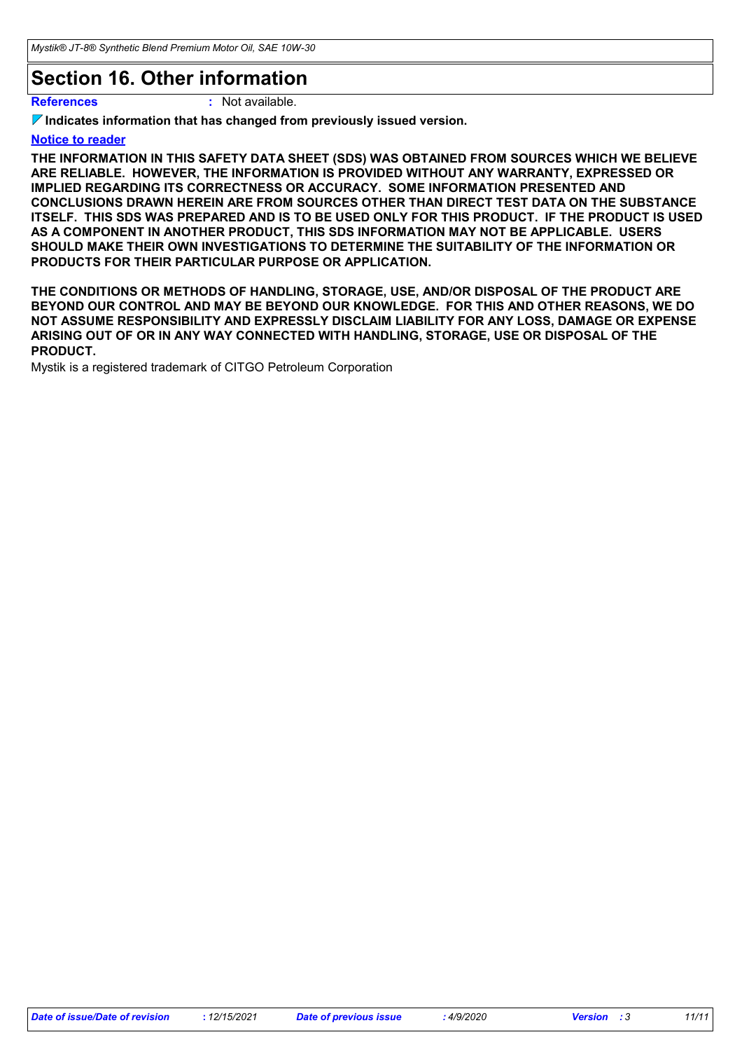# Section 16. Other information

**References** : Not available.

**Indicates information that has changed from previously issued version.**

**Notice to reader**

**THE INFORMATION IN THIS SAFETY DATA SHEET (SDS) WAS OBTAINED FROM SOURCES WHICH WE BELIEVE ARE RELIABLE. HOWEVER, THE INFORMATION IS PROVIDED WITHOUT ANY WARRANTY, EXPRESSED OR IMPLIED REGARDING ITS CORRECTNESS OR ACCURACY. SOME INFORMATION PRESENTED AND CONCLUSIONS DRAWN HEREIN ARE FROM SOURCES OTHER THAN DIRECT TEST DATA ON THE SUBSTANCE ITSELF. THIS SDS WAS PREPARED AND IS TO BE USED ONLY FOR THIS PRODUCT. IF THE PRODUCT IS USED AS A COMPONENT IN ANOTHER PRODUCT, THIS SDS INFORMATION MAY NOT BE APPLICABLE. USERS SHOULD MAKE THEIR OWN INVESTIGATIONS TO DETERMINE THE SUITABILITY OF THE INFORMATION OR PRODUCTS FOR THEIR PARTICULAR PURPOSE OR APPLICATION.**

**THE CONDITIONS OR METHODS OF HANDLING, STORAGE, USE, AND/OR DISPOSAL OF THE PRODUCT ARE BEYOND OUR CONTROL AND MAY BE BEYOND OUR KNOWLEDGE. FOR THIS AND OTHER REASONS, WE DO NOT ASSUME RESPONSIBILITY AND EXPRESSLY DISCLAIM LIABILITY FOR ANY LOSS, DAMAGE OR EXPENSE ARISING OUT OF OR IN ANY WAY CONNECTED WITH HANDLING, STORAGE, USE OR DISPOSAL OF THE PRODUCT.**

Mystik is a registered trademark of CITGO Petroleum Corporation